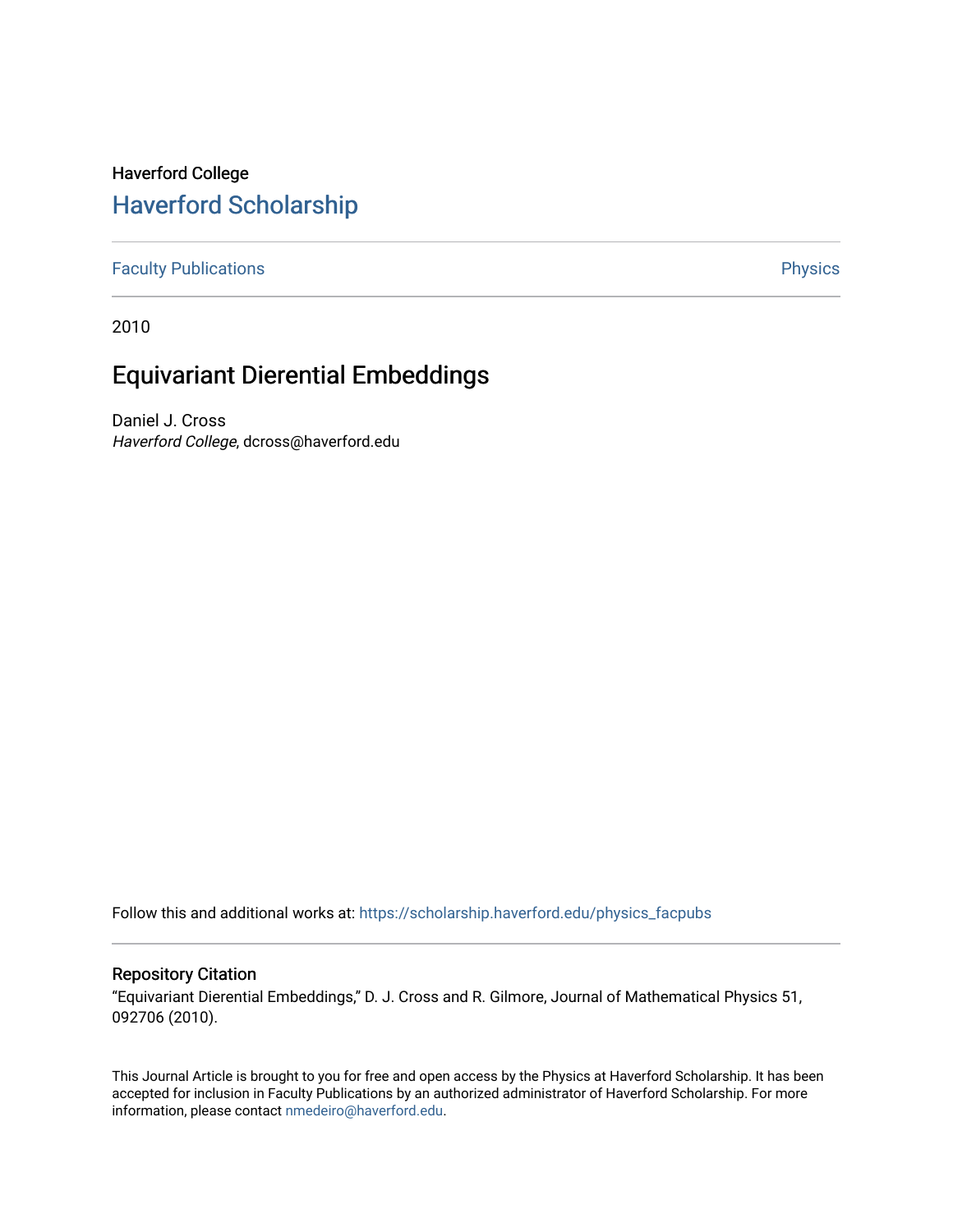Haverford College

# Haverford Scholarship

Faculty Publications

Physics

2010

## Equivariant Dierential Embeddings

Daniel J. Cross
*Haverford College*, dcross@haverford.edu

Follow this and additional works at: https://scholarship.haverford.edu/physics_facpubs

### Repository Citation

"Equivariant Dierential Embeddings," D. J. Cross and R. Gilmore, Journal of Mathematical Physics 51, 092706 (2010).

This Journal Article is brought to you for free and open access by the Physics at Haverford Scholarship. It has been accepted for inclusion in Faculty Publications by an authorized administrator of Haverford Scholarship. For more information, please contact nmedeiro@haverford.edu.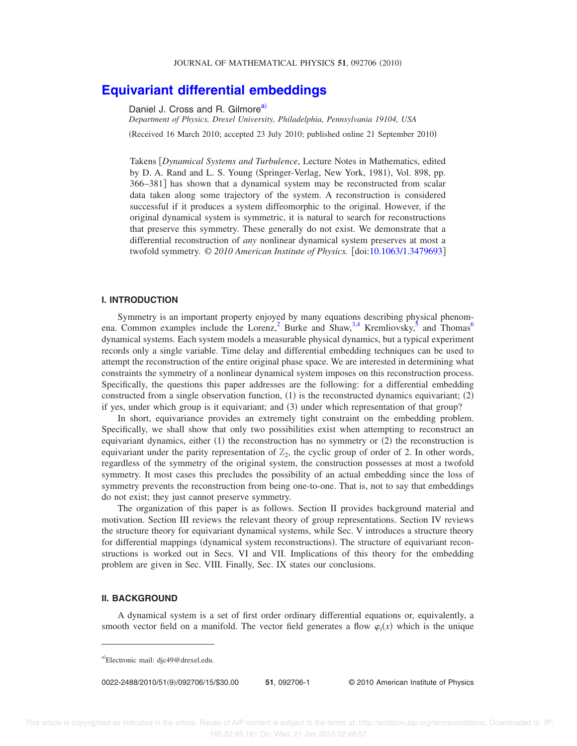# Equivariant differential embeddings

Daniel J. Cross and R. Gilmore[a]

*Department of Physics, Drexel University, Philadelphia, Pennsylvania 19104, USA*

(Received 16 March 2010; accepted 23 July 2010; published online 21 September 2010)

Takens [*Dynamical Systems and Turbulence*, Lecture Notes in Mathematics, edited by D. A. Rand and L. S. Young (Springer-Verlag, New York, 1981), Vol. 898, pp. 366–381] has shown that a dynamical system may be reconstructed from scalar data taken along some trajectory of the system. A reconstruction is considered successful if it produces a system diffeomorphic to the original. However, if the original dynamical system is symmetric, it is natural to search for reconstructions that preserve this symmetry. These generally do not exist. We demonstrate that a differential reconstruction of *any* nonlinear dynamical system preserves at most a twofold symmetry. *© 2010 American Institute of Physics.* [doi:10.1063/1.3479693]

## I. INTRODUCTION

Symmetry is an important property enjoyed by many equations describing physical phenomena. Common examples include the Lorenz,[2] Burke and Shaw,[3,4] Kremliovsky,[5] and Thomas[6] dynamical systems. Each system models a measurable physical dynamics, but a typical experiment records only a single variable. Time delay and differential embedding techniques can be used to attempt the reconstruction of the entire original phase space. We are interested in determining what constraints the symmetry of a nonlinear dynamical system imposes on this reconstruction process. Specifically, the questions this paper addresses are the following: for a differential embedding constructed from a single observation function, (1) is the reconstructed dynamics equivariant; (2) if yes, under which group is it equivariant; and (3) under which representation of that group?

In short, equivariance provides an extremely tight constraint on the embedding problem. Specifically, we shall show that only two possibilities exist when attempting to reconstruct an equivariant dynamics, either (1) the reconstruction has no symmetry or (2) the reconstruction is equivariant under the parity representation of $\mathbb{Z}_2$, the cyclic group of order of 2. In other words, regardless of the symmetry of the original system, the construction possesses at most a twofold symmetry. It most cases this precludes the possibility of an actual embedding since the loss of symmetry prevents the reconstruction from being one-to-one. That is, not to say that embeddings do not exist; they just cannot preserve symmetry.

The organization of this paper is as follows. Section II provides background material and motivation. Section III reviews the relevant theory of group representations. Section IV reviews the structure theory for equivariant dynamical systems, while Sec. V introduces a structure theory for differential mappings (dynamical system reconstructions). The structure of equivariant reconstructions is worked out in Secs. VI and VII. Implications of this theory for the embedding problem are given in Sec. VIII. Finally, Sec. IX states our conclusions.

## II. BACKGROUND

A dynamical system is a set of first order ordinary differential equations or, equivalently, a smooth vector field on a manifold. The vector field generates a flow $\varphi_t(x)$ which is the unique

[a]Electronic mail: djc49@drexel.edu.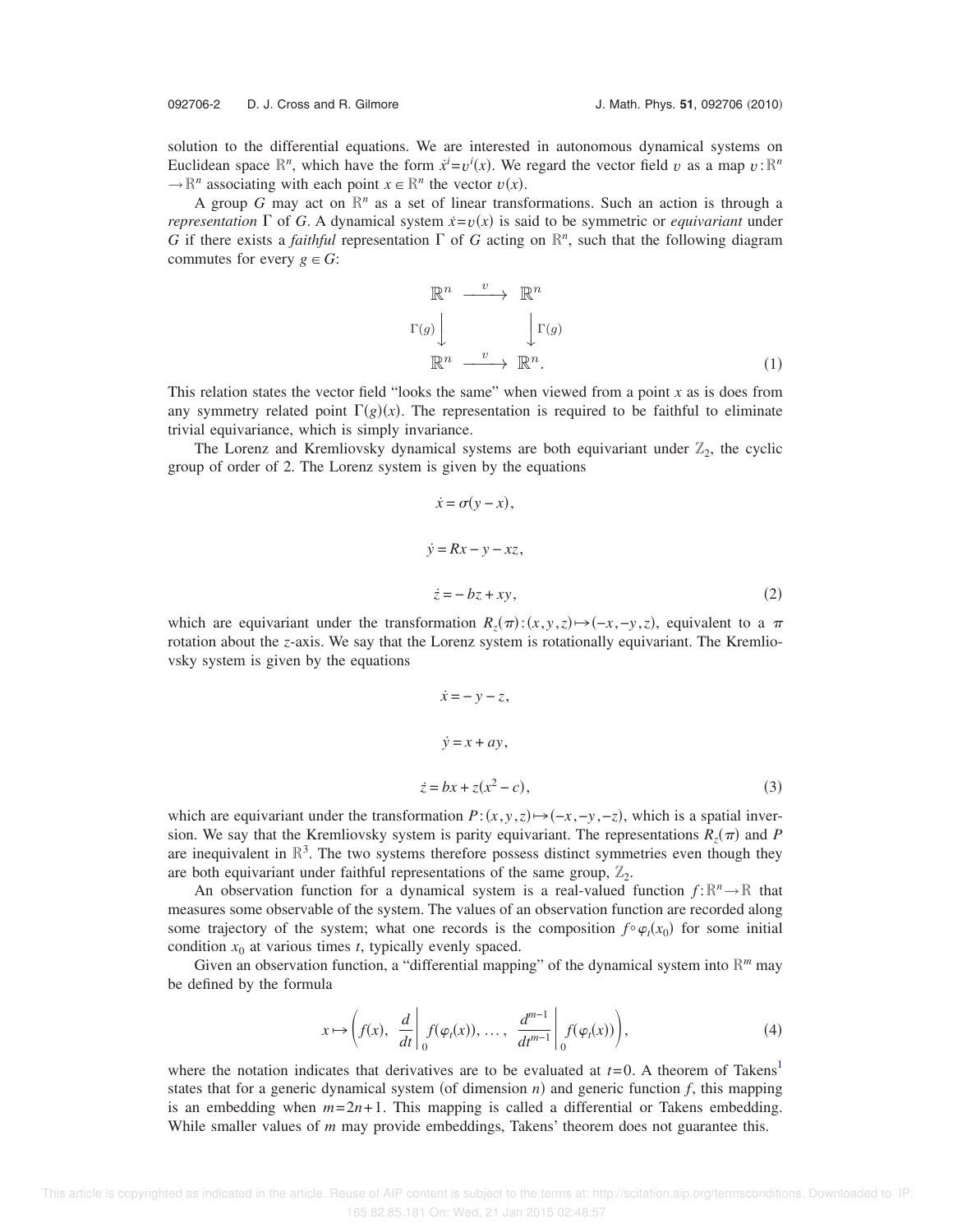solution to the differential equations. We are interested in autonomous dynamical systems on Euclidean space $\mathbb{R}^n$, which have the form $\dot{x}^i = v^i(x)$. We regard the vector field $v$ as a map $v:\mathbb{R}^n \to \mathbb{R}^n$ associating with each point $x \in \mathbb{R}^n$ the vector $v(x)$.

A group $G$ may act on $\mathbb{R}^n$ as a set of linear transformations. Such an action is through a *representation* $\Gamma$ of $G$. A dynamical system $\dot{x} = v(x)$ is said to be symmetric or *equivariant* under $G$ if there exists a *faithful* representation $\Gamma$ of $G$ acting on $\mathbb{R}^n$, such that the following diagram commutes for every $g \in G$:

$$
\begin{array}{ccc}
\mathbb{R}^n & \xrightarrow{\quad v \quad} & \mathbb{R}^n \\
\Gamma(g) \big\downarrow & & \big\downarrow \Gamma(g) \\
\mathbb{R}^n & \xrightarrow{\quad v \quad} & \mathbb{R}^n.
\end{array}
\tag{1}
$$

This relation states the vector field "looks the same" when viewed from a point $x$ as is does from any symmetry related point $\Gamma(g)(x)$. The representation is required to be faithful to eliminate trivial equivariance, which is simply invariance.

The Lorenz and Kremliovsky dynamical systems are both equivariant under $\mathbb{Z}_2$, the cyclic group of order of 2. The Lorenz system is given by the equations

$$
\begin{aligned}
\dot{x} &= \sigma(y - x), \\
\dot{y} &= Rx - y - xz, \\
\dot{z} &= -bz + xy,
\end{aligned}
\tag{2}
$$

which are equivariant under the transformation $R_z(\pi):(x,y,z) \mapsto (-x,-y,z)$, equivalent to a $\pi$ rotation about the $z$-axis. We say that the Lorenz system is rotationally equivariant. The Kremliovsky system is given by the equations

$$
\begin{aligned}
\dot{x} &= -y - z, \\
\dot{y} &= x + ay, \\
\dot{z} &= bx + z(x^2 - c),
\end{aligned}
\tag{3}
$$

which are equivariant under the transformation $P:(x,y,z) \mapsto (-x,-y,-z)$, which is a spatial inversion. We say that the Kremliovsky system is parity equivariant. The representations $R_z(\pi)$ and $P$ are inequivalent in $\mathbb{R}^3$. The two systems therefore possess distinct symmetries even though they are both equivariant under faithful representations of the same group, $\mathbb{Z}_2$.

An observation function for a dynamical system is a real-valued function $f:\mathbb{R}^n \to \mathbb{R}$ that measures some observable of the system. The values of an observation function are recorded along some trajectory of the system; what one records is the composition $f \circ \varphi_t(x_0)$ for some initial condition $x_0$ at various times $t$, typically evenly spaced.

Given an observation function, a "differential mapping" of the dynamical system into $\mathbb{R}^m$ may be defined by the formula

$$
x \mapsto \left( f(x),\ \frac{d}{dt}\bigg|_0 f(\varphi_t(x)),\ \ldots,\ \frac{d^{m-1}}{dt^{m-1}}\bigg|_0 f(\varphi_t(x)) \right),
\tag{4}
$$

where the notation indicates that derivatives are to be evaluated at $t=0$. A theorem of Takens[1] states that for a generic dynamical system (of dimension $n$) and generic function $f$, this mapping is an embedding when $m=2n+1$. This mapping is called a differential or Takens embedding. While smaller values of $m$ may provide embeddings, Takens' theorem does not guarantee this.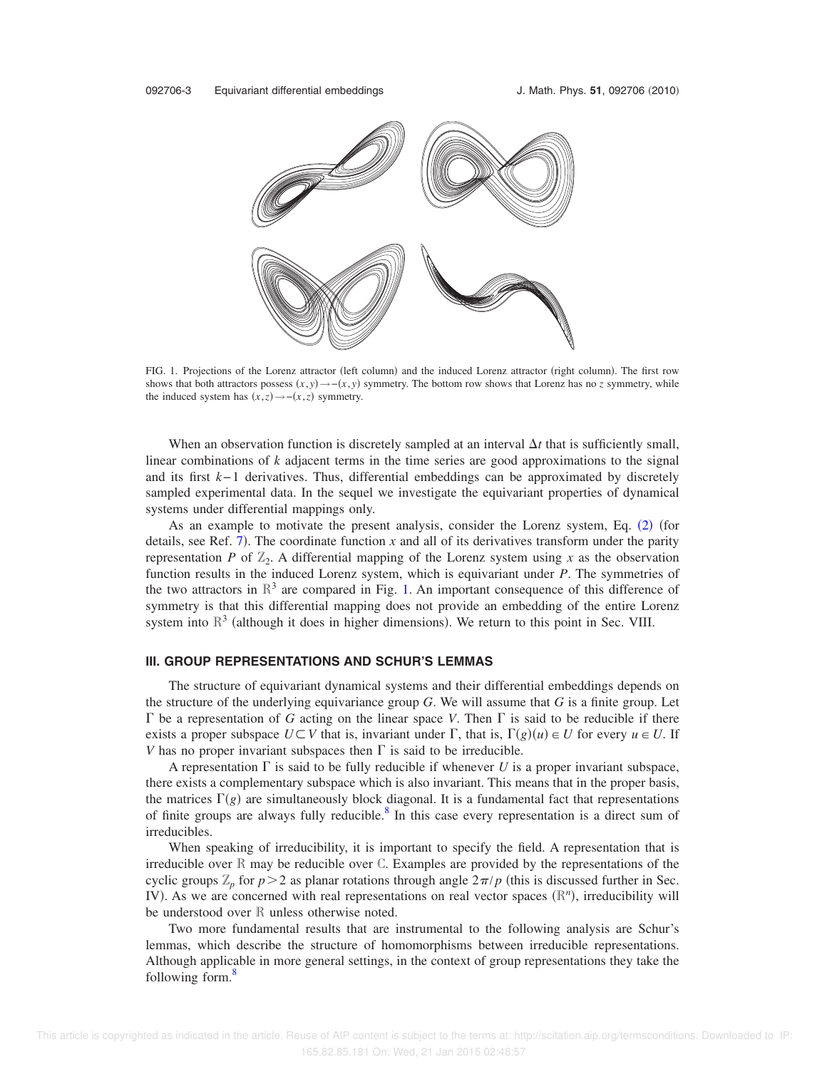FIG. 1. Projections of the Lorenz attractor (left column) and the induced Lorenz attractor (right column). The first row shows that both attractors possess $(x,y) \to -(x,y)$ symmetry. The bottom row shows that Lorenz has no $z$ symmetry, while the induced system has $(x,z) \to -(x,z)$ symmetry.

When an observation function is discretely sampled at an interval $\Delta t$ that is sufficiently small, linear combinations of $k$ adjacent terms in the time series are good approximations to the signal and its first $k-1$ derivatives. Thus, differential embeddings can be approximated by discretely sampled experimental data. In the sequel we investigate the equivariant properties of dynamical systems under differential mappings only.

As an example to motivate the present analysis, consider the Lorenz system, Eq. (2) (for details, see Ref. 7). The coordinate function $x$ and all of its derivatives transform under the parity representation $P$ of $\mathbb{Z}_2$. A differential mapping of the Lorenz system using $x$ as the observation function results in the induced Lorenz system, which is equivariant under $P$. The symmetries of the two attractors in $\mathbb{R}^3$ are compared in Fig. 1. An important consequence of this difference of symmetry is that this differential mapping does not provide an embedding of the entire Lorenz system into $\mathbb{R}^3$ (although it does in higher dimensions). We return to this point in Sec. VIII.

## III. GROUP REPRESENTATIONS AND SCHUR'S LEMMAS

The structure of equivariant dynamical systems and their differential embeddings depends on the structure of the underlying equivariance group $G$. We will assume that $G$ is a finite group. Let $\Gamma$ be a representation of $G$ acting on the linear space $V$. Then $\Gamma$ is said to be reducible if there exists a proper subspace $U \subset V$ that is, invariant under $\Gamma$, that is, $\Gamma(g)(u) \in U$ for every $u \in U$. If $V$ has no proper invariant subspaces then $\Gamma$ is said to be irreducible.

A representation $\Gamma$ is said to be fully reducible if whenever $U$ is a proper invariant subspace, there exists a complementary subspace which is also invariant. This means that in the proper basis, the matrices $\Gamma(g)$ are simultaneously block diagonal. It is a fundamental fact that representations of finite groups are always fully reducible.[8] In this case every representation is a direct sum of irreducibles.

When speaking of irreducibility, it is important to specify the field. A representation that is irreducible over $\mathbb{R}$ may be reducible over $\mathbb{C}$. Examples are provided by the representations of the cyclic groups $\mathbb{Z}_p$ for $p>2$ as planar rotations through angle $2\pi/p$ (this is discussed further in Sec. IV). As we are concerned with real representations on real vector spaces ($\mathbb{R}^n$), irreducibility will be understood over $\mathbb{R}$ unless otherwise noted.

Two more fundamental results that are instrumental to the following analysis are Schur's lemmas, which describe the structure of homomorphisms between irreducible representations. Although applicable in more general settings, in the context of group representations they take the following form.[8]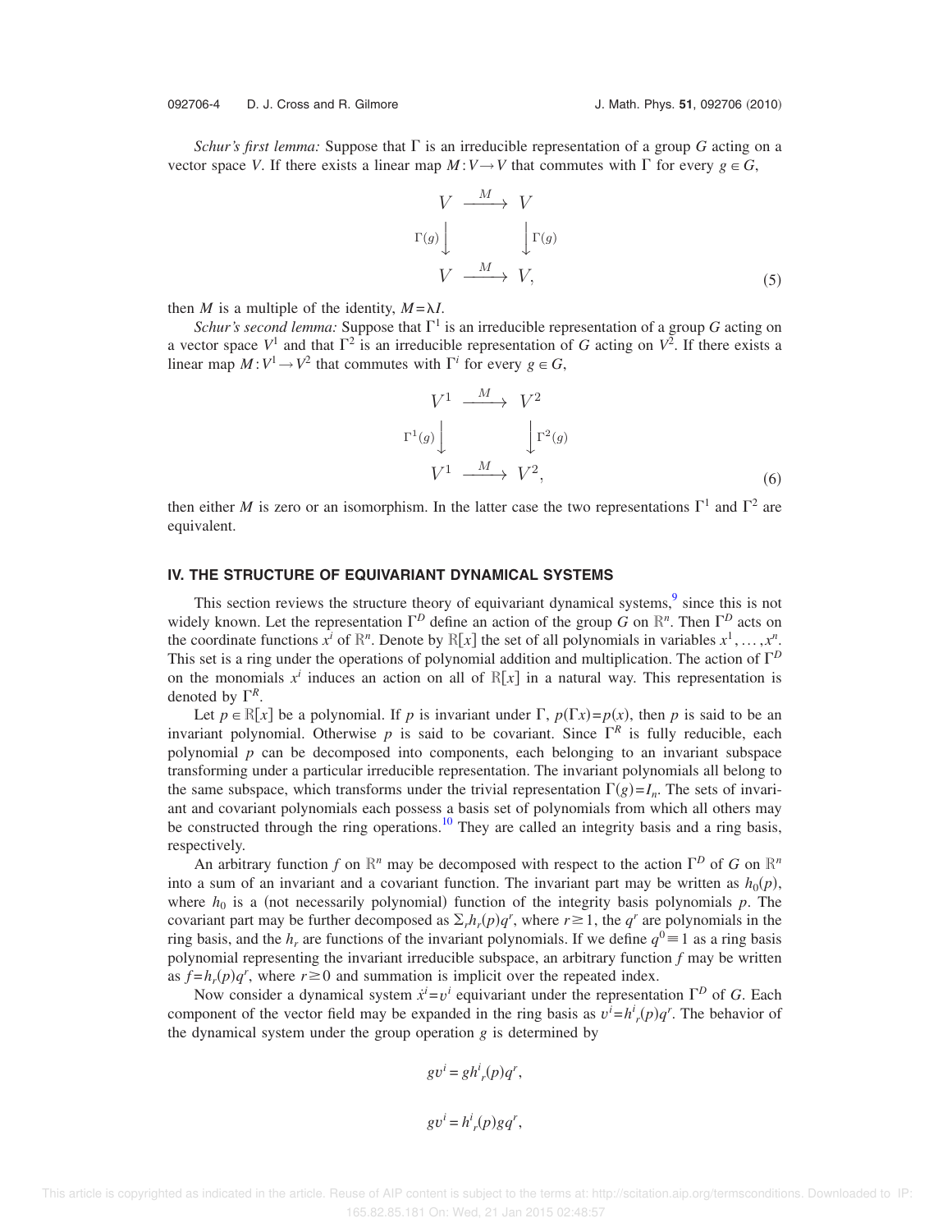*Schur's first lemma:* Suppose that $\Gamma$ is an irreducible representation of a group $G$ acting on a vector space $V$. If there exists a linear map $M: V \to V$ that commutes with $\Gamma$ for every $g \in G$,

$$
\begin{array}{ccc}
V & \xrightarrow{M} & V \\
\Gamma(g) \downarrow & & \downarrow \Gamma(g) \\
V & \xrightarrow{M} & V,
\end{array}
\tag{5}
$$

then $M$ is a multiple of the identity, $M = \lambda I$.

*Schur's second lemma:* Suppose that $\Gamma^1$ is an irreducible representation of a group $G$ acting on a vector space $V^1$ and that $\Gamma^2$ is an irreducible representation of $G$ acting on $V^2$. If there exists a linear map $M: V^1 \to V^2$ that commutes with $\Gamma^i$ for every $g \in G$,

$$
\begin{array}{ccc}
V^1 & \xrightarrow{M} & V^2 \\
\Gamma^1(g) \downarrow & & \downarrow \Gamma^2(g) \\
V^1 & \xrightarrow{M} & V^2,
\end{array}
\tag{6}
$$

then either $M$ is zero or an isomorphism. In the latter case the two representations $\Gamma^1$ and $\Gamma^2$ are equivalent.

## IV. THE STRUCTURE OF EQUIVARIANT DYNAMICAL SYSTEMS

This section reviews the structure theory of equivariant dynamical systems,[9] since this is not widely known. Let the representation $\Gamma^D$ define an action of the group $G$ on $\mathbb{R}^n$. Then $\Gamma^D$ acts on the coordinate functions $x^i$ of $\mathbb{R}^n$. Denote by $\mathbb{R}[x]$ the set of all polynomials in variables $x^1, \ldots, x^n$. This set is a ring under the operations of polynomial addition and multiplication. The action of $\Gamma^D$ on the monomials $x^i$ induces an action on all of $\mathbb{R}[x]$ in a natural way. This representation is denoted by $\Gamma^R$.

Let $p \in \mathbb{R}[x]$ be a polynomial. If $p$ is invariant under $\Gamma$, $p(\Gamma x) = p(x)$, then $p$ is said to be an invariant polynomial. Otherwise $p$ is said to be covariant. Since $\Gamma^R$ is fully reducible, each polynomial $p$ can be decomposed into components, each belonging to an invariant subspace transforming under a particular irreducible representation. The invariant polynomials all belong to the same subspace, which transforms under the trivial representation $\Gamma(g) = I_n$. The sets of invariant and covariant polynomials each possess a basis set of polynomials from which all others may be constructed through the ring operations.[10] They are called an integrity basis and a ring basis, respectively.

An arbitrary function $f$ on $\mathbb{R}^n$ may be decomposed with respect to the action $\Gamma^D$ of $G$ on $\mathbb{R}^n$ into a sum of an invariant and a covariant function. The invariant part may be written as $h_0(p)$, where $h_0$ is a (not necessarily polynomial) function of the integrity basis polynomials $p$. The covariant part may be further decomposed as $\Sigma_r h_r(p) q^r$, where $r \geq 1$, the $q^r$ are polynomials in the ring basis, and the $h_r$ are functions of the invariant polynomials. If we define $q^0 \equiv 1$ as a ring basis polynomial representing the invariant irreducible subspace, an arbitrary function $f$ may be written as $f = h_r(p) q^r$, where $r \geq 0$ and summation is implicit over the repeated index.

Now consider a dynamical system $\dot{x}^i = v^i$ equivariant under the representation $\Gamma^D$ of $G$. Each component of the vector field may be expanded in the ring basis as $v^i = h^i{}_r(p) q^r$. The behavior of the dynamical system under the group operation $g$ is determined by

$$
g v^i = g h^i{}_r(p) q^r,
$$

$$
g v^i = h^i{}_r(p) g q^r,
$$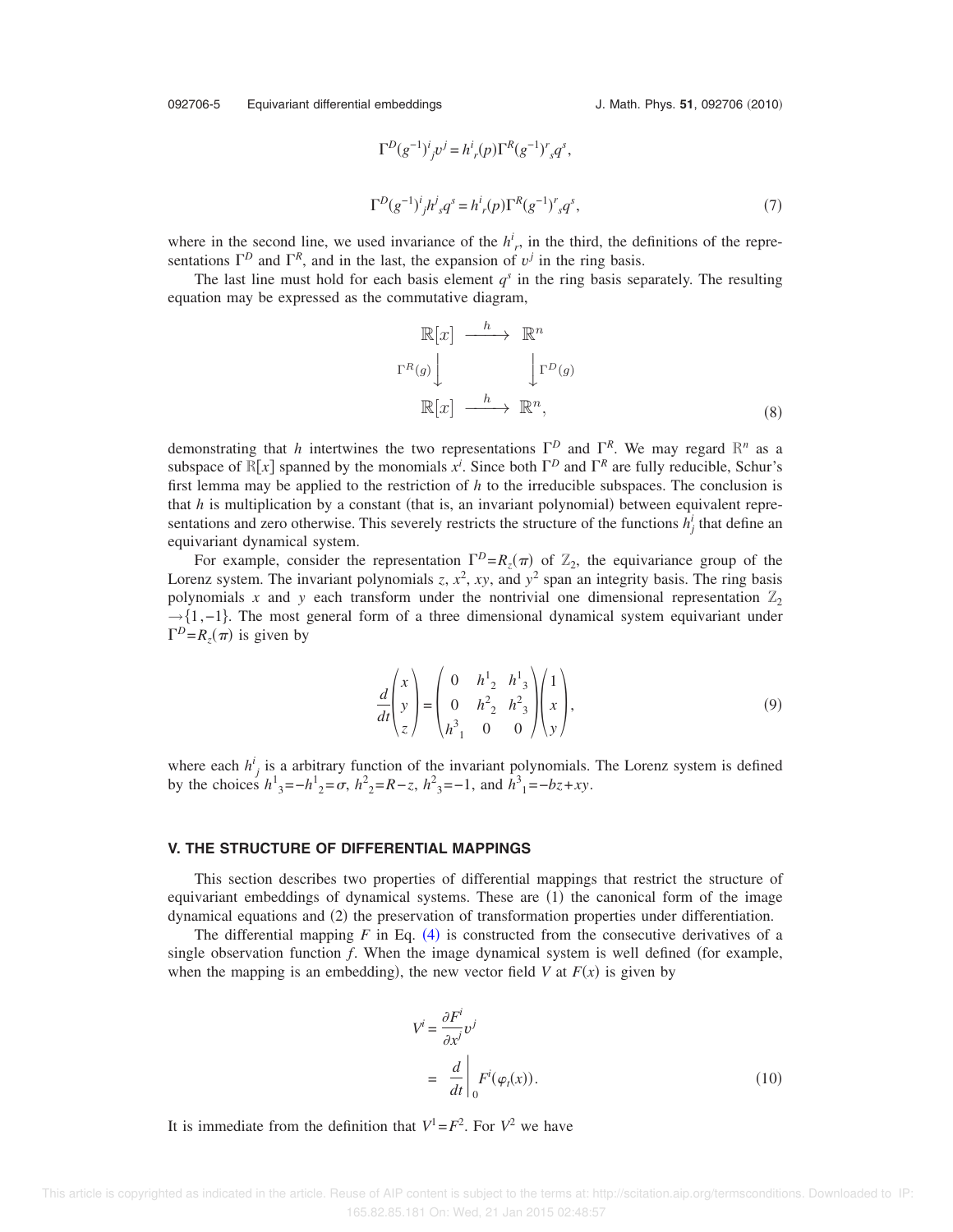$$\Gamma^D(g^{-1})^i{}_j v^j = h^i{}_r(p)\Gamma^R(g^{-1})^r{}_s q^s,$$

$$\Gamma^D(g^{-1})^i{}_j h^j{}_s q^s = h^i{}_r(p)\Gamma^R(g^{-1})^r{}_s q^s, \tag{7}$$

where in the second line, we used invariance of the $h^i{}_r$, in the third, the definitions of the representations $\Gamma^D$ and $\Gamma^R$, and in the last, the expansion of $v^j$ in the ring basis.

The last line must hold for each basis element $q^s$ in the ring basis separately. The resulting equation may be expressed as the commutative diagram,

$$\begin{array}{ccc} \mathbb{R}[x] & \xrightarrow{\ h\ } & \mathbb{R}^n \\ {\scriptstyle \Gamma^R(g)}\big\downarrow & & \big\downarrow{\scriptstyle \Gamma^D(g)} \\ \mathbb{R}[x] & \xrightarrow{\ h\ } & \mathbb{R}^n, \end{array} \tag{8}$$

demonstrating that $h$ intertwines the two representations $\Gamma^D$ and $\Gamma^R$. We may regard $\mathbb{R}^n$ as a subspace of $\mathbb{R}[x]$ spanned by the monomials $x^i$. Since both $\Gamma^D$ and $\Gamma^R$ are fully reducible, Schur's first lemma may be applied to the restriction of $h$ to the irreducible subspaces. The conclusion is that $h$ is multiplication by a constant (that is, an invariant polynomial) between equivalent representations and zero otherwise. This severely restricts the structure of the functions $h^i_j$ that define an equivariant dynamical system.

For example, consider the representation $\Gamma^D = R_z(\pi)$ of $\mathbb{Z}_2$, the equivariance group of the Lorenz system. The invariant polynomials $z$, $x^2$, $xy$, and $y^2$ span an integrity basis. The ring basis polynomials $x$ and $y$ each transform under the nontrivial one dimensional representation $\mathbb{Z}_2 \to \{1,-1\}$. The most general form of a three dimensional dynamical system equivariant under $\Gamma^D = R_z(\pi)$ is given by

$$\frac{d}{dt}\begin{pmatrix} x \\ y \\ z \end{pmatrix} = \begin{pmatrix} 0 & h^1{}_2 & h^1{}_3 \\ 0 & h^2{}_2 & h^2{}_3 \\ h^3{}_1 & 0 & 0 \end{pmatrix}\begin{pmatrix} 1 \\ x \\ y \end{pmatrix}, \tag{9}$$

where each $h^i{}_j$ is a arbitrary function of the invariant polynomials. The Lorenz system is defined by the choices $h^1{}_3 = -h^1{}_2 = \sigma$, $h^2{}_2 = R - z$, $h^2{}_3 = -1$, and $h^3{}_1 = -bz + xy$.

## V. THE STRUCTURE OF DIFFERENTIAL MAPPINGS

This section describes two properties of differential mappings that restrict the structure of equivariant embeddings of dynamical systems. These are (1) the canonical form of the image dynamical equations and (2) the preservation of transformation properties under differentiation.

The differential mapping $F$ in Eq. (4) is constructed from the consecutive derivatives of a single observation function $f$. When the image dynamical system is well defined (for example, when the mapping is an embedding), the new vector field $V$ at $F(x)$ is given by

$$\begin{aligned} V^i &= \frac{\partial F^i}{\partial x^j} v^j \\ &= \left.\frac{d}{dt}\right|_0 F^i(\varphi_t(x)). \end{aligned} \tag{10}$$

It is immediate from the definition that $V^1 = F^2$. For $V^2$ we have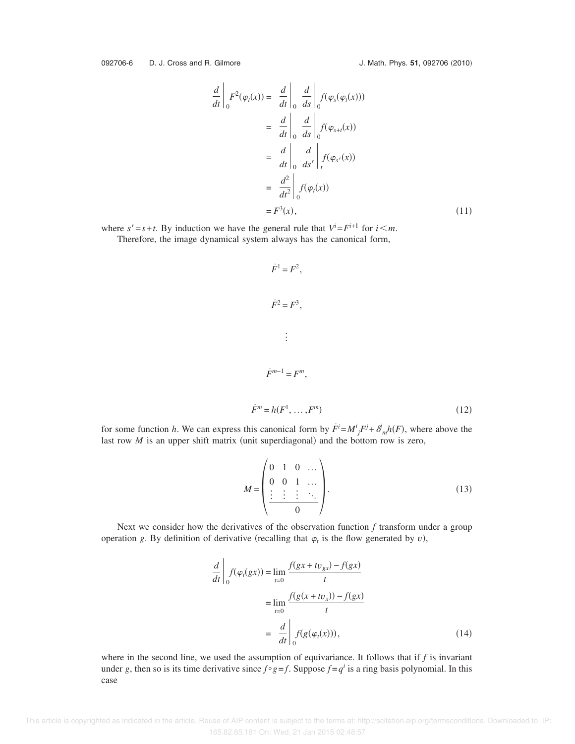$$
\begin{aligned}
\left.\frac{d}{dt}\right|_0 F^2(\varphi_t(x)) &= \left.\frac{d}{dt}\right|_0 \left.\frac{d}{ds}\right|_0 f(\varphi_s(\varphi_t(x))) \\
&= \left.\frac{d}{dt}\right|_0 \left.\frac{d}{ds}\right|_0 f(\varphi_{s+t}(x)) \\
&= \left.\frac{d}{dt}\right|_0 \left.\frac{d}{ds'}\right|_t f(\varphi_{s'}(x)) \\
&= \left.\frac{d^2}{dt^2}\right|_0 f(\varphi_t(x)) \\
&= F^3(x),
\end{aligned}
\tag{11}
$$

where $s' = s + t$. By induction we have the general rule that $V^i = F^{i+1}$ for $i < m$.

Therefore, the image dynamical system always has the canonical form,

$$
\begin{aligned}
\dot{F}^1 &= F^2, \\
\dot{F}^2 &= F^3, \\
&\vdots \\
\dot{F}^{m-1} &= F^m, \\
\dot{F}^m &= h(F^1, \ldots, F^m)
\end{aligned}
\tag{12}
$$

for some function $h$. We can express this canonical form by $\dot{F}^i = M^i_{\ j} F^j + \delta^i_{\ m} h(F)$, where above the last row $M$ is an upper shift matrix (unit superdiagonal) and the bottom row is zero,

$$
M = \begin{pmatrix} 0 & 1 & 0 & \ldots \\ 0 & 0 & 1 & \ldots \\ \vdots & \vdots & \vdots & \ddots \\ \hline & & 0 & \end{pmatrix}.
\tag{13}
$$

Next we consider how the derivatives of the observation function $f$ transform under a group operation $g$. By definition of derivative (recalling that $\varphi_t$ is the flow generated by $v$),

$$
\begin{aligned}
\left.\frac{d}{dt}\right|_0 f(\varphi_t(gx)) &= \lim_{t=0} \frac{f(gx + tv_{gx}) - f(gx)}{t} \\
&= \lim_{t=0} \frac{f(g(x + tv_x)) - f(gx)}{t} \\
&= \left.\frac{d}{dt}\right|_0 f(g(\varphi_t(x))),
\end{aligned}
\tag{14}
$$

where in the second line, we used the assumption of equivariance. It follows that if $f$ is invariant under $g$, then so is its time derivative since $f \circ g = f$. Suppose $f = q^i$ is a ring basis polynomial. In this case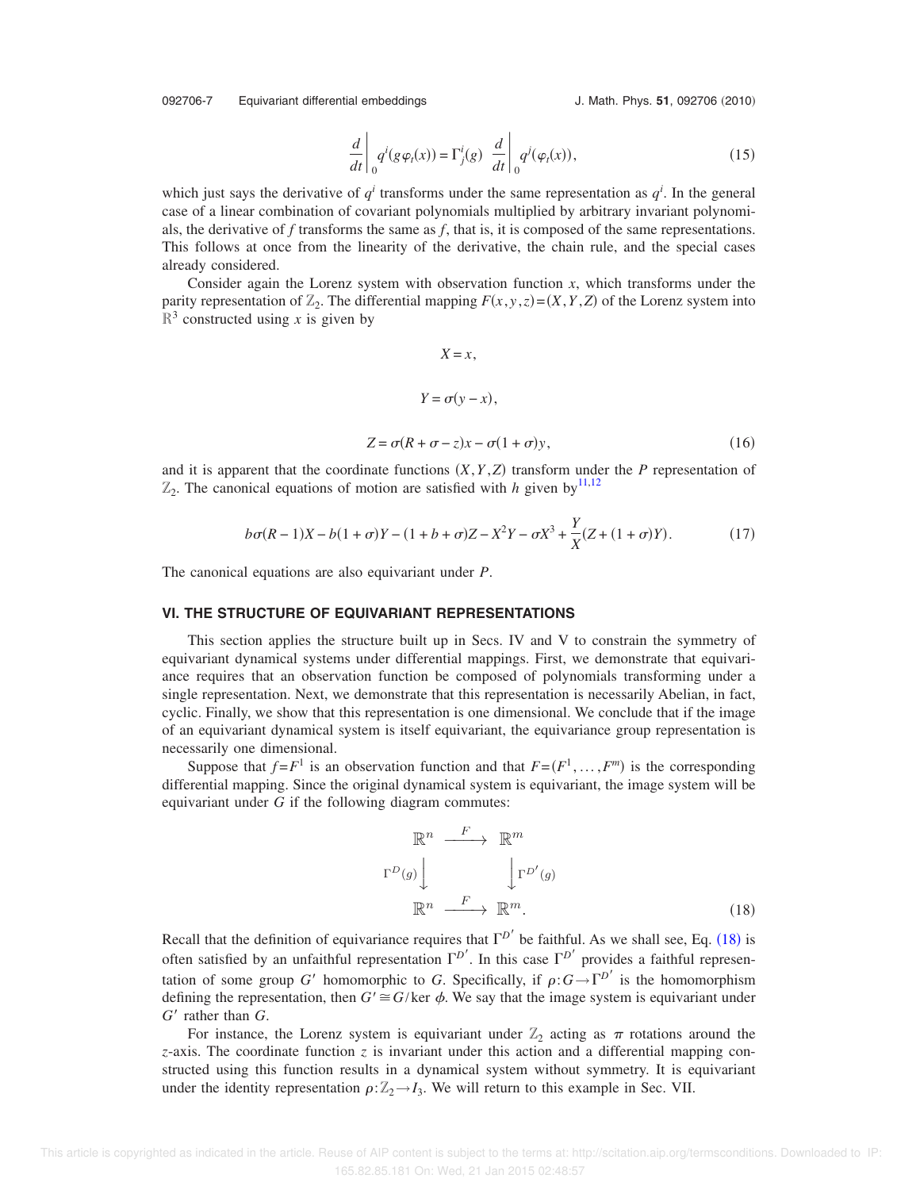$$\left.\frac{d}{dt}\right|_0 q^i(g\varphi_t(x)) = \Gamma^i_j(g) \left.\frac{d}{dt}\right|_0 q^j(\varphi_t(x)), \tag{15}$$

which just says the derivative of $q^i$ transforms under the same representation as $q^i$. In the general case of a linear combination of covariant polynomials multiplied by arbitrary invariant polynomials, the derivative of $f$ transforms the same as $f$, that is, it is composed of the same representations. This follows at once from the linearity of the derivative, the chain rule, and the special cases already considered.

Consider again the Lorenz system with observation function $x$, which transforms under the parity representation of $\mathbb{Z}_2$. The differential mapping $F(x,y,z)=(X,Y,Z)$ of the Lorenz system into $\mathbb{R}^3$ constructed using $x$ is given by

$$X = x,$$

$$Y = \sigma(y - x),$$

$$Z = \sigma(R + \sigma - z)x - \sigma(1 + \sigma)y, \tag{16}$$

and it is apparent that the coordinate functions $(X,Y,Z)$ transform under the $P$ representation of $\mathbb{Z}_2$. The canonical equations of motion are satisfied with $h$ given by[11,12]

$$b\sigma(R-1)X - b(1+\sigma)Y - (1+b+\sigma)Z - X^2Y - \sigma X^3 + \frac{Y}{X}(Z + (1+\sigma)Y). \tag{17}$$

The canonical equations are also equivariant under $P$.

## VI. THE STRUCTURE OF EQUIVARIANT REPRESENTATIONS

This section applies the structure built up in Secs. IV and V to constrain the symmetry of equivariant dynamical systems under differential mappings. First, we demonstrate that equivariance requires that an observation function be composed of polynomials transforming under a single representation. Next, we demonstrate that this representation is necessarily Abelian, in fact, cyclic. Finally, we show that this representation is one dimensional. We conclude that if the image of an equivariant dynamical system is itself equivariant, the equivariance group representation is necessarily one dimensional.

Suppose that $f=F^1$ is an observation function and that $F=(F^1,\ldots,F^m)$ is the corresponding differential mapping. Since the original dynamical system is equivariant, the image system will be equivariant under $G$ if the following diagram commutes:

$$\begin{array}{ccc} \mathbb{R}^n & \xrightarrow{F} & \mathbb{R}^m \\ \Gamma^D(g)\big\downarrow & & \big\downarrow\Gamma^{D'}(g) \\ \mathbb{R}^n & \xrightarrow{F} & \mathbb{R}^m. \end{array} \tag{18}$$

Recall that the definition of equivariance requires that $\Gamma^{D'}$ be faithful. As we shall see, Eq. (18) is often satisfied by an unfaithful representation $\Gamma^{D'}$. In this case $\Gamma^{D'}$ provides a faithful representation of some group $G'$ homomorphic to $G$. Specifically, if $\rho: G \to \Gamma^{D'}$ is the homomorphism defining the representation, then $G' \cong G/\ker \phi$. We say that the image system is equivariant under $G'$ rather than $G$.

For instance, the Lorenz system is equivariant under $\mathbb{Z}_2$ acting as $\pi$ rotations around the $z$-axis. The coordinate function $z$ is invariant under this action and a differential mapping constructed using this function results in a dynamical system without symmetry. It is equivariant under the identity representation $\rho: \mathbb{Z}_2 \to I_3$. We will return to this example in Sec. VII.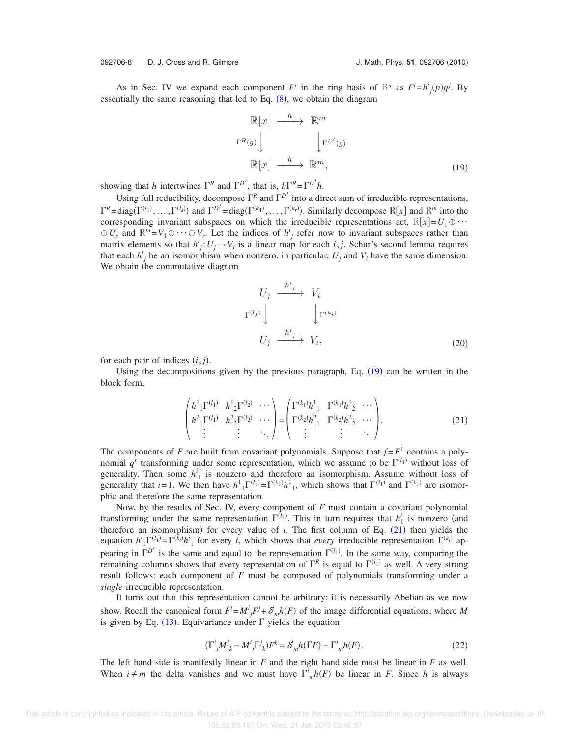As in Sec. IV we expand each component $F^i$ in the ring basis of $\mathbb{R}^n$ as $F^i = h^i_{\ j}(p)q^j$. By essentially the same reasoning that led to Eq. (8), we obtain the diagram

$$
\begin{array}{ccc}
\mathbb{R}[x] & \xrightarrow{\ h\ } & \mathbb{R}^m \\
{\scriptstyle \Gamma^R(g)}\big\downarrow & & \big\downarrow{\scriptstyle \Gamma^{D'}(g)} \\
\mathbb{R}[x] & \xrightarrow{\ h\ } & \mathbb{R}^m,
\end{array}
\tag{19}
$$

showing that $h$ intertwines $\Gamma^R$ and $\Gamma^{D'}$, that is, $h\Gamma^R = \Gamma^{D'}h$.

Using full reducibility, decompose $\Gamma^R$ and $\Gamma^{D'}$ into a direct sum of irreducible representations, $\Gamma^R = \mathrm{diag}(\Gamma^{(l_1)}, \ldots, \Gamma^{(l_s)})$ and $\Gamma^{D'} = \mathrm{diag}(\Gamma^{(k_1)}, \ldots, \Gamma^{(k_r)})$. Similarly decompose $\mathbb{R}[x]$ and $\mathbb{R}^m$ into the corresponding invariant subspaces on which the irreducible representations act, $\mathbb{R}[x] = U_1 \oplus \cdots \oplus U_s$ and $\mathbb{R}^m = V_1 \oplus \cdots \oplus V_r$. Let the indices of $h^i_{\ j}$ refer now to invariant subspaces rather than matrix elements so that $h^i_{\ j}: U_j \to V_i$ is a linear map for each $i, j$. Schur's second lemma requires that each $h^i_{\ j}$ be an isomorphism when nonzero, in particular, $U_j$ and $V_i$ have the same dimension. We obtain the commutative diagram

$$
\begin{array}{ccc}
U_j & \xrightarrow{\ h^i_{\ j}\ } & V_i \\
{\scriptstyle \Gamma^{(l_j)}}\big\downarrow & & \big\downarrow{\scriptstyle \Gamma^{(k_i)}} \\
U_j & \xrightarrow{\ h^i_{\ j}\ } & V_i,
\end{array}
\tag{20}
$$

for each pair of indices $(i,j)$.

Using the decompositions given by the previous paragraph, Eq. (19) can be written in the block form,

$$
\begin{pmatrix}
h^1_{\ 1}\Gamma^{(l_1)} & h^1_{\ 2}\Gamma^{(l_2)} & \cdots \\
h^2_{\ 1}\Gamma^{(l_1)} & h^2_{\ 2}\Gamma^{(l_2)} & \cdots \\
\vdots & \vdots & \ddots
\end{pmatrix}
=
\begin{pmatrix}
\Gamma^{(k_1)}h^1_{\ 1} & \Gamma^{(k_1)}h^1_{\ 2} & \cdots \\
\Gamma^{(k_2)}h^2_{\ 1} & \Gamma^{(k_2)}h^2_{\ 2} & \cdots \\
\vdots & \vdots & \ddots
\end{pmatrix}.
\tag{21}
$$

The components of $F$ are built from covariant polynomials. Suppose that $f = F^1$ contains a polynomial $q^r$ transforming under some representation, which we assume to be $\Gamma^{(l_1)}$ without loss of generality. Then some $h^i_{\ 1}$ is nonzero and therefore an isomorphism. Assume without loss of generality that $i=1$. We then have $h^1_{\ 1}\Gamma^{(l_1)} = \Gamma^{(k_1)}h^1_{\ 1}$, which shows that $\Gamma^{(l_1)}$ and $\Gamma^{(k_1)}$ are isomorphic and therefore the same representation.

Now, by the results of Sec. IV, every component of $F$ must contain a covariant polynomial transforming under the same representation $\Gamma^{(l_1)}$. This in turn requires that $h^i_1$ is nonzero (and therefore an isomorphism) for every value of $i$. The first column of Eq. (21) then yields the equation $h^i_{\ 1}\Gamma^{(l_1)} = \Gamma^{(k_i)}h^i_{\ 1}$ for every $i$, which shows that *every* irreducible representation $\Gamma^{(k_i)}$ appearing in $\Gamma^{D'}$ is the same and equal to the representation $\Gamma^{(l_1)}$. In the same way, comparing the remaining columns shows that every representation of $\Gamma^R$ is equal to $\Gamma^{(l_1)}$ as well. A very strong result follows: each component of $F$ must be composed of polynomials transforming under a *single* irreducible representation.

It turns out that this representation cannot be arbitrary; it is necessarily Abelian as we now show. Recall the canonical form $\dot{F}^i = M^i_{\ j}F^j + \delta^i_m h(F)$ of the image differential equations, where $M$ is given by Eq. (13). Equivariance under $\Gamma$ yields the equation

$$
(\Gamma^i_{\ j}M^j_{\ k} - M^i_{\ j}\Gamma^j_{\ k})F^k = \delta^i_m h(\Gamma F) - \Gamma^i_{\ m}h(F).
\tag{22}
$$

The left hand side is manifestly linear in $F$ and the right hand side must be linear in $F$ as well. When $i \neq m$ the delta vanishes and we must have $\Gamma^i_{\ m}h(F)$ be linear in $F$. Since $h$ is always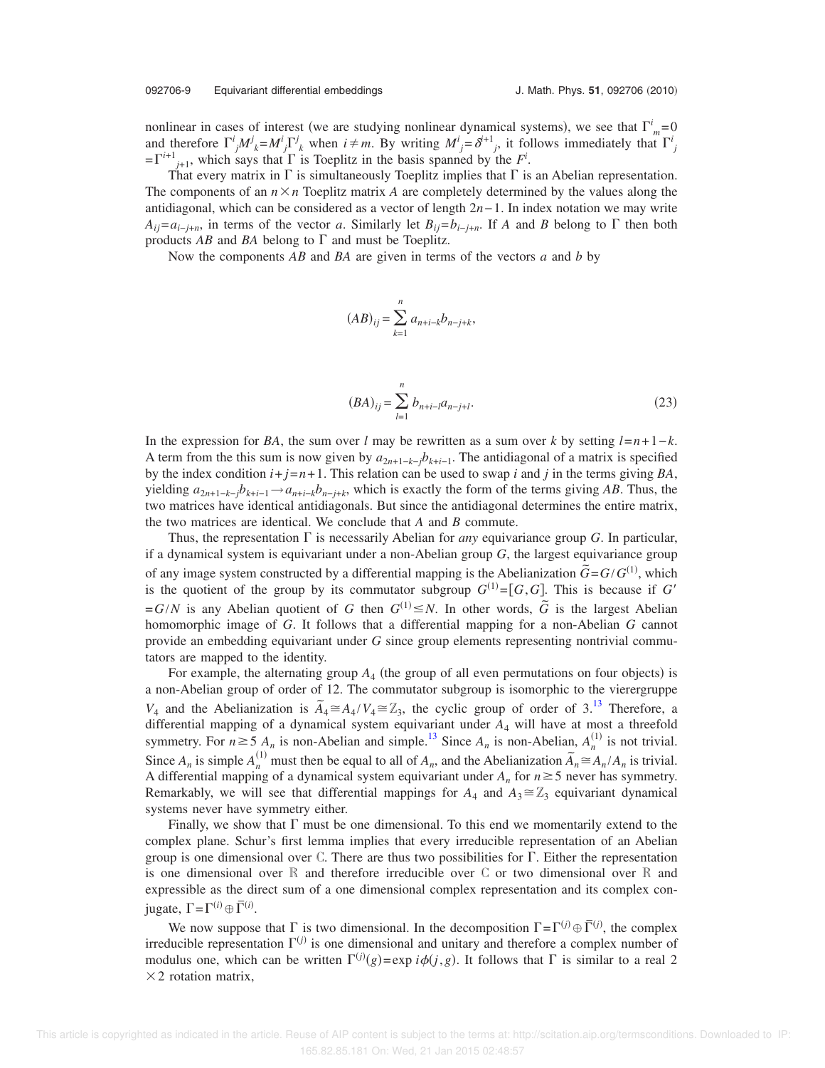nonlinear in cases of interest (we are studying nonlinear dynamical systems), we see that $\Gamma^i{}_m=0$ and therefore $\Gamma^i{}_j M^j{}_k = M^i{}_j \Gamma^j{}_k$ when $i \neq m$. By writing $M^i{}_j = \delta^{i+1}{}_j$, it follows immediately that $\Gamma^i{}_j = \Gamma^{i+1}{}_{j+1}$, which says that $\Gamma$ is Toeplitz in the basis spanned by the $F^i$.

That every matrix in $\Gamma$ is simultaneously Toeplitz implies that $\Gamma$ is an Abelian representation. The components of an $n\times n$ Toeplitz matrix $A$ are completely determined by the values along the antidiagonal, which can be considered as a vector of length $2n-1$. In index notation we may write $A_{ij}=a_{i-j+n}$, in terms of the vector $a$. Similarly let $B_{ij}=b_{i-j+n}$. If $A$ and $B$ belong to $\Gamma$ then both products $AB$ and $BA$ belong to $\Gamma$ and must be Toeplitz.

Now the components $AB$ and $BA$ are given in terms of the vectors $a$ and $b$ by

$$(AB)_{ij} = \sum_{k=1}^{n} a_{n+i-k} b_{n-j+k},$$

$$(BA)_{ij} = \sum_{l=1}^{n} b_{n+i-l} a_{n-j+l}. \tag{23}$$

In the expression for $BA$, the sum over $l$ may be rewritten as a sum over $k$ by setting $l=n+1-k$. A term from the this sum is now given by $a_{2n+1-k-j} b_{k+i-1}$. The antidiagonal of a matrix is specified by the index condition $i+j=n+1$. This relation can be used to swap $i$ and $j$ in the terms giving $BA$, yielding $a_{2n+1-k-j} b_{k+i-1} \rightarrow a_{n+i-k} b_{n-j+k}$, which is exactly the form of the terms giving $AB$. Thus, the two matrices have identical antidiagonals. But since the antidiagonal determines the entire matrix, the two matrices are identical. We conclude that $A$ and $B$ commute.

Thus, the representation $\Gamma$ is necessarily Abelian for *any* equivariance group $G$. In particular, if a dynamical system is equivariant under a non-Abelian group $G$, the largest equivariance group of any image system constructed by a differential mapping is the Abelianization $\tilde{G}=G/G^{(1)}$, which is the quotient of the group by its commutator subgroup $G^{(1)}=[G,G]$. This is because if $G' = G/N$ is any Abelian quotient of $G$ then $G^{(1)} \leq N$. In other words, $\tilde{G}$ is the largest Abelian homomorphic image of $G$. It follows that a differential mapping for a non-Abelian $G$ cannot provide an embedding equivariant under $G$ since group elements representing nontrivial commutators are mapped to the identity.

For example, the alternating group $A_4$ (the group of all even permutations on four objects) is a non-Abelian group of order of 12. The commutator subgroup is isomorphic to the vierergruppe $V_4$ and the Abelianization is $\tilde{A}_4 \cong A_4/V_4 \cong \mathbb{Z}_3$, the cyclic group of order of 3.[13] Therefore, a differential mapping of a dynamical system equivariant under $A_4$ will have at most a threefold symmetry. For $n \geq 5$ $A_n$ is non-Abelian and simple.[13] Since $A_n$ is non-Abelian, $A_n^{(1)}$ is not trivial. Since $A_n$ is simple $A_n^{(1)}$ must then be equal to all of $A_n$, and the Abelianization $\tilde{A}_n \cong A_n/A_n$ is trivial. A differential mapping of a dynamical system equivariant under $A_n$ for $n \geq 5$ never has symmetry. Remarkably, we will see that differential mappings for $A_4$ and $A_3 \cong \mathbb{Z}_3$ equivariant dynamical systems never have symmetry either.

Finally, we show that $\Gamma$ must be one dimensional. To this end we momentarily extend to the complex plane. Schur's first lemma implies that every irreducible representation of an Abelian group is one dimensional over $\mathbb{C}$. There are thus two possibilities for $\Gamma$. Either the representation is one dimensional over $\mathbb{R}$ and therefore irreducible over $\mathbb{C}$ or two dimensional over $\mathbb{R}$ and expressible as the direct sum of a one dimensional complex representation and its complex conjugate, $\Gamma = \Gamma^{(i)} \oplus \bar{\Gamma}^{(i)}$.

We now suppose that $\Gamma$ is two dimensional. In the decomposition $\Gamma = \Gamma^{(j)} \oplus \bar{\Gamma}^{(j)}$, the complex irreducible representation $\Gamma^{(j)}$ is one dimensional and unitary and therefore a complex number of modulus one, which can be written $\Gamma^{(j)}(g) = \exp i\phi(j,g)$. It follows that $\Gamma$ is similar to a real $2 \times 2$ rotation matrix,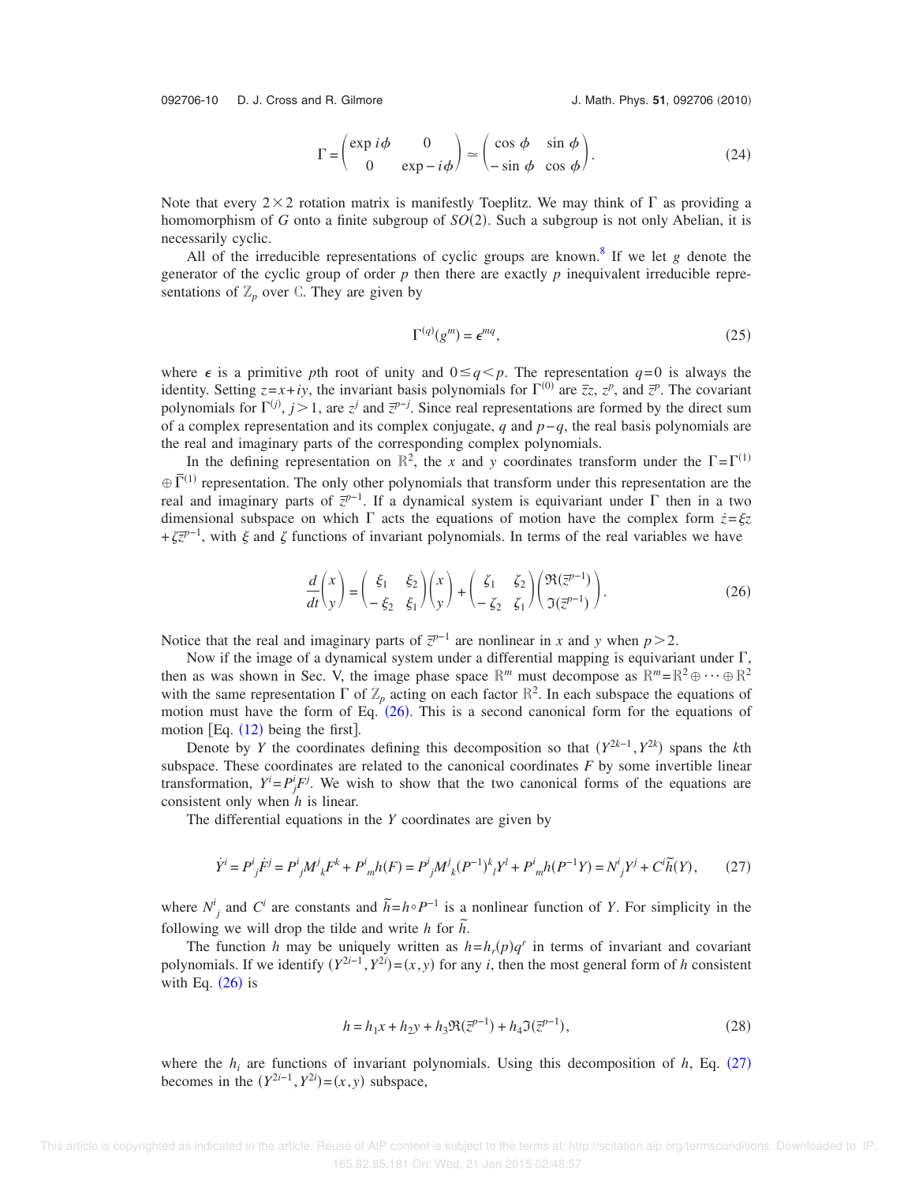$$\Gamma = \begin{pmatrix} \exp i\phi & 0 \\ 0 & \exp - i\phi \end{pmatrix} \simeq \begin{pmatrix} \cos \phi & \sin \phi \\ -\sin \phi & \cos \phi \end{pmatrix}. \tag{24}$$

Note that every $2\times 2$ rotation matrix is manifestly Toeplitz. We may think of $\Gamma$ as providing a homomorphism of $G$ onto a finite subgroup of $SO(2)$. Such a subgroup is not only Abelian, it is necessarily cyclic.

All of the irreducible representations of cyclic groups are known.[8] If we let $g$ denote the generator of the cyclic group of order $p$ then there are exactly $p$ inequivalent irreducible representations of $\mathbb{Z}_p$ over $\mathbb{C}$. They are given by

$$\Gamma^{(q)}(g^m) = \epsilon^{mq}, \tag{25}$$

where $\epsilon$ is a primitive $p$th root of unity and $0 \leq q < p$. The representation $q=0$ is always the identity. Setting $z=x+iy$, the invariant basis polynomials for $\Gamma^{(0)}$ are $\bar{z}z$, $z^p$, and $\bar{z}^p$. The covariant polynomials for $\Gamma^{(j)}$, $j>1$, are $z^j$ and $\bar{z}^{p-j}$. Since real representations are formed by the direct sum of a complex representation and its complex conjugate, $q$ and $p-q$, the real basis polynomials are the real and imaginary parts of the corresponding complex polynomials.

In the defining representation on $\mathbb{R}^2$, the $x$ and $y$ coordinates transform under the $\Gamma=\Gamma^{(1)} \oplus \bar{\Gamma}^{(1)}$ representation. The only other polynomials that transform under this representation are the real and imaginary parts of $\bar{z}^{p-1}$. If a dynamical system is equivariant under $\Gamma$ then in a two dimensional subspace on which $\Gamma$ acts the equations of motion have the complex form $\dot{z}=\xi z + \zeta \bar{z}^{p-1}$, with $\xi$ and $\zeta$ functions of invariant polynomials. In terms of the real variables we have

$$\frac{d}{dt}\begin{pmatrix} x \\ y \end{pmatrix} = \begin{pmatrix} \xi_1 & \xi_2 \\ -\xi_2 & \xi_1 \end{pmatrix}\begin{pmatrix} x \\ y \end{pmatrix} + \begin{pmatrix} \zeta_1 & \zeta_2 \\ -\zeta_2 & \zeta_1 \end{pmatrix}\begin{pmatrix} \Re(\bar{z}^{p-1}) \\ \Im(\bar{z}^{p-1}) \end{pmatrix}. \tag{26}$$

Notice that the real and imaginary parts of $\bar{z}^{p-1}$ are nonlinear in $x$ and $y$ when $p>2$.

Now if the image of a dynamical system under a differential mapping is equivariant under $\Gamma$, then as was shown in Sec. V, the image phase space $\mathbb{R}^m$ must decompose as $\mathbb{R}^m = \mathbb{R}^2 \oplus \cdots \oplus \mathbb{R}^2$ with the same representation $\Gamma$ of $\mathbb{Z}_p$ acting on each factor $\mathbb{R}^2$. In each subspace the equations of motion must have the form of Eq. (26). This is a second canonical form for the equations of motion [Eq. (12) being the first].

Denote by $Y$ the coordinates defining this decomposition so that $(Y^{2k-1}, Y^{2k})$ spans the $k$th subspace. These coordinates are related to the canonical coordinates $F$ by some invertible linear transformation, $Y^i = P^i_j F^j$. We wish to show that the two canonical forms of the equations are consistent only when $h$ is linear.

The differential equations in the $Y$ coordinates are given by

$$\dot{Y}^i = P^i{}_j \dot{F}^j = P^i{}_j M^j{}_k F^k + P^i{}_m h(F) = P^i{}_j M^j{}_k (P^{-1})^k{}_l Y^l + P^i{}_m h(P^{-1}Y) = N^i{}_j Y^j + C^i \tilde{h}(Y), \tag{27}$$

where $N^i{}_j$ and $C^i$ are constants and $\tilde{h}=h\circ P^{-1}$ is a nonlinear function of $Y$. For simplicity in the following we will drop the tilde and write $h$ for $\tilde{h}$.

The function $h$ may be uniquely written as $h=h_r(p)q^r$ in terms of invariant and covariant polynomials. If we identify $(Y^{2i-1}, Y^{2i})=(x,y)$ for any $i$, then the most general form of $h$ consistent with Eq. (26) is

$$h = h_1 x + h_2 y + h_3 \Re(\bar{z}^{p-1}) + h_4 \Im(\bar{z}^{p-1}), \tag{28}$$

where the $h_i$ are functions of invariant polynomials. Using this decomposition of $h$, Eq. (27) becomes in the $(Y^{2i-1}, Y^{2i})=(x,y)$ subspace,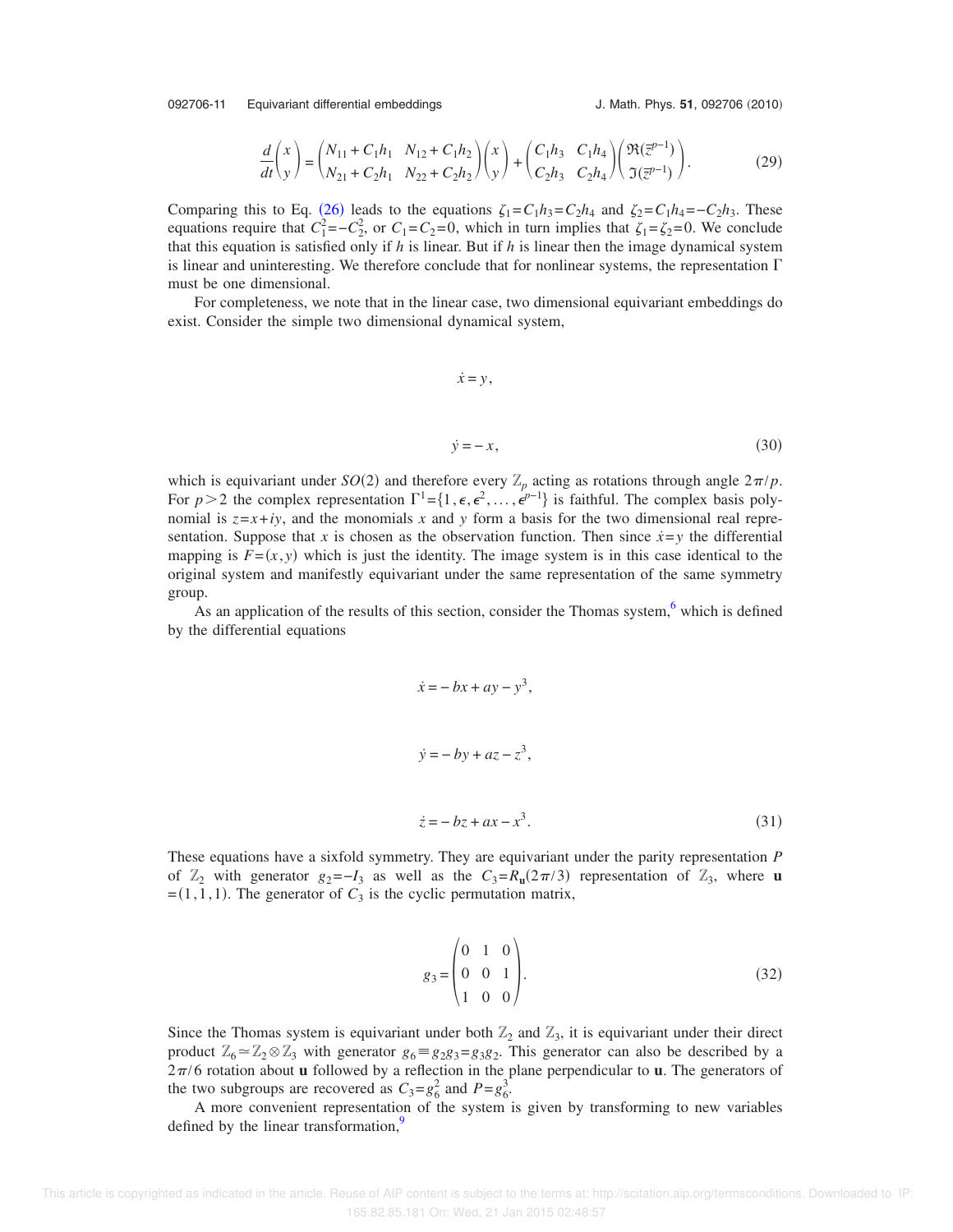$$\frac{d}{dt}\begin{pmatrix} x \\ y \end{pmatrix} = \begin{pmatrix} N_{11} + C_1 h_1 & N_{12} + C_1 h_2 \\ N_{21} + C_2 h_1 & N_{22} + C_2 h_2 \end{pmatrix}\begin{pmatrix} x \\ y \end{pmatrix} + \begin{pmatrix} C_1 h_3 & C_1 h_4 \\ C_2 h_3 & C_2 h_4 \end{pmatrix}\begin{pmatrix} \Re(\bar{z}^{p-1}) \\ \Im(\bar{z}^{p-1}) \end{pmatrix}. \tag{29}$$

Comparing this to Eq. (26) leads to the equations $\zeta_1 = C_1 h_3 = C_2 h_4$ and $\zeta_2 = C_1 h_4 = -C_2 h_3$. These equations require that $C_1^2 = -C_2^2$, or $C_1 = C_2 = 0$, which in turn implies that $\zeta_1 = \zeta_2 = 0$. We conclude that this equation is satisfied only if $h$ is linear. But if $h$ is linear then the image dynamical system is linear and uninteresting. We therefore conclude that for nonlinear systems, the representation $\Gamma$ must be one dimensional.

For completeness, we note that in the linear case, two dimensional equivariant embeddings do exist. Consider the simple two dimensional dynamical system,

$$\dot{x} = y,$$

$$\dot{y} = -x, \tag{30}$$

which is equivariant under $SO(2)$ and therefore every $\mathbb{Z}_p$ acting as rotations through angle $2\pi/p$. For $p > 2$ the complex representation $\Gamma^1 = \{1, \epsilon, \epsilon^2, \ldots, \epsilon^{p-1}\}$ is faithful. The complex basis polynomial is $z = x + iy$, and the monomials $x$ and $y$ form a basis for the two dimensional real representation. Suppose that $x$ is chosen as the observation function. Then since $\dot{x} = y$ the differential mapping is $F = (x, y)$ which is just the identity. The image system is in this case identical to the original system and manifestly equivariant under the same representation of the same symmetry group.

As an application of the results of this section, consider the Thomas system,[6] which is defined by the differential equations

$$\dot{x} = -bx + ay - y^3,$$

$$\dot{y} = -by + az - z^3,$$

$$\dot{z} = -bz + ax - x^3. \tag{31}$$

These equations have a sixfold symmetry. They are equivariant under the parity representation $P$ of $\mathbb{Z}_2$ with generator $g_2 = -I_3$ as well as the $C_3 = R_{\mathbf{u}}(2\pi/3)$ representation of $\mathbb{Z}_3$, where $\mathbf{u} = (1, 1, 1)$. The generator of $C_3$ is the cyclic permutation matrix,

$$g_3 = \begin{pmatrix} 0 & 1 & 0 \\ 0 & 0 & 1 \\ 1 & 0 & 0 \end{pmatrix}. \tag{32}$$

Since the Thomas system is equivariant under both $\mathbb{Z}_2$ and $\mathbb{Z}_3$, it is equivariant under their direct product $\mathbb{Z}_6 \simeq \mathbb{Z}_2 \otimes \mathbb{Z}_3$ with generator $g_6 \equiv g_2 g_3 = g_3 g_2$. This generator can also be described by a $2\pi/6$ rotation about $\mathbf{u}$ followed by a reflection in the plane perpendicular to $\mathbf{u}$. The generators of the two subgroups are recovered as $C_3 = g_6^2$ and $P = g_6^3$.

A more convenient representation of the system is given by transforming to new variables defined by the linear transformation,[9]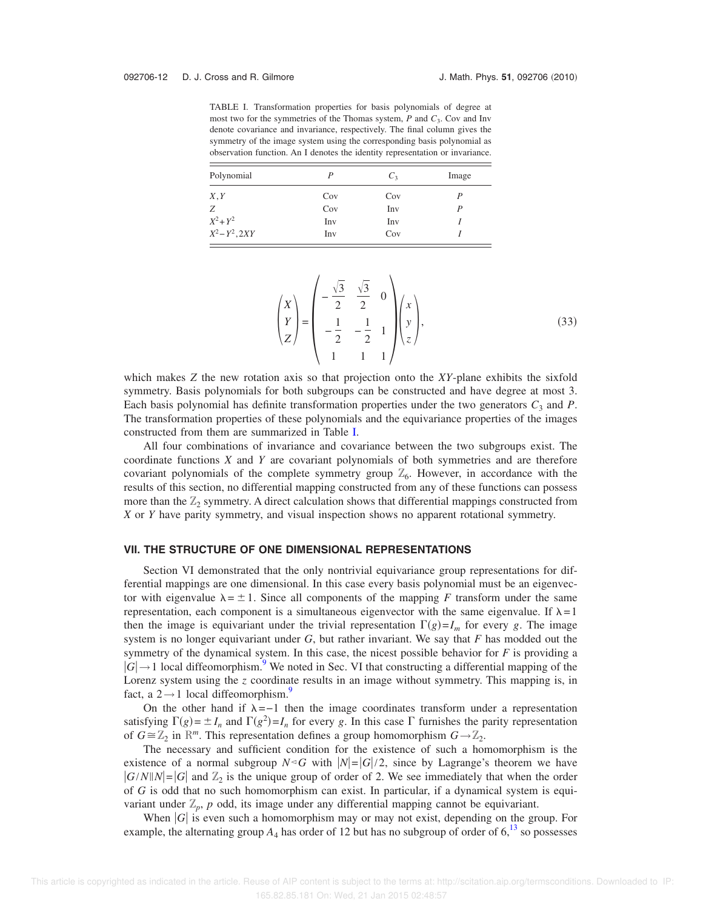TABLE I. Transformation properties for basis polynomials of degree at most two for the symmetries of the Thomas system, $P$ and $C_3$. Cov and Inv denote covariance and invariance, respectively. The final column gives the symmetry of the image system using the corresponding basis polynomial as observation function. An I denotes the identity representation or invariance.

| Polynomial | $P$ | $C_3$ | Image |
| --- | --- | --- | --- |
| $X,Y$ | Cov | Cov | $P$ |
| $Z$ | Cov | Inv | $P$ |
| $X^2+Y^2$ | Inv | Inv | $I$ |
| $X^2-Y^2, 2XY$ | Inv | Cov | $I$ |

$$\begin{pmatrix} X \\ Y \\ Z \end{pmatrix} = \begin{pmatrix} -\frac{\sqrt{3}}{2} & \frac{\sqrt{3}}{2} & 0 \\ -\frac{1}{2} & -\frac{1}{2} & 1 \\ 1 & 1 & 1 \end{pmatrix} \begin{pmatrix} x \\ y \\ z \end{pmatrix}, \tag{33}$$

which makes $Z$ the new rotation axis so that projection onto the $XY$-plane exhibits the sixfold symmetry. Basis polynomials for both subgroups can be constructed and have degree at most 3. Each basis polynomial has definite transformation properties under the two generators $C_3$ and $P$. The transformation properties of these polynomials and the equivariance properties of the images constructed from them are summarized in Table I.

All four combinations of invariance and covariance between the two subgroups exist. The coordinate functions $X$ and $Y$ are covariant polynomials of both symmetries and are therefore covariant polynomials of the complete symmetry group $\mathbb{Z}_6$. However, in accordance with the results of this section, no differential mapping constructed from any of these functions can possess more than the $\mathbb{Z}_2$ symmetry. A direct calculation shows that differential mappings constructed from $X$ or $Y$ have parity symmetry, and visual inspection shows no apparent rotational symmetry.

## VII. THE STRUCTURE OF ONE DIMENSIONAL REPRESENTATIONS

Section VI demonstrated that the only nontrivial equivariance group representations for differential mappings are one dimensional. In this case every basis polynomial must be an eigenvector with eigenvalue $\lambda = \pm 1$. Since all components of the mapping $F$ transform under the same representation, each component is a simultaneous eigenvector with the same eigenvalue. If $\lambda = 1$ then the image is equivariant under the trivial representation $\Gamma(g) = I_m$ for every $g$. The image system is no longer equivariant under $G$, but rather invariant. We say that $F$ has modded out the symmetry of the dynamical system. In this case, the nicest possible behavior for $F$ is providing a $|G| \to 1$ local diffeomorphism.[9] We noted in Sec. VI that constructing a differential mapping of the Lorenz system using the $z$ coordinate results in an image without symmetry. This mapping is, in fact, a $2 \to 1$ local diffeomorphism.[9]

On the other hand if $\lambda = -1$ then the image coordinates transform under a representation satisfying $\Gamma(g) = \pm I_n$ and $\Gamma(g^2) = I_n$ for every $g$. In this case $\Gamma$ furnishes the parity representation of $G \cong \mathbb{Z}_2$ in $\mathbb{R}^m$. This representation defines a group homomorphism $G \to \mathbb{Z}_2$.

The necessary and sufficient condition for the existence of such a homomorphism is the existence of a normal subgroup $N \triangleleft G$ with $|N| = |G|/2$, since by Lagrange's theorem we have $|G/N||N| = |G|$ and $\mathbb{Z}_2$ is the unique group of order of 2. We see immediately that when the order of $G$ is odd that no such homomorphism can exist. In particular, if a dynamical system is equivariant under $\mathbb{Z}_p$, $p$ odd, its image under any differential mapping cannot be equivariant.

When $|G|$ is even such a homomorphism may or may not exist, depending on the group. For example, the alternating group $A_4$ has order of 12 but has no subgroup of order of 6,[13] so possesses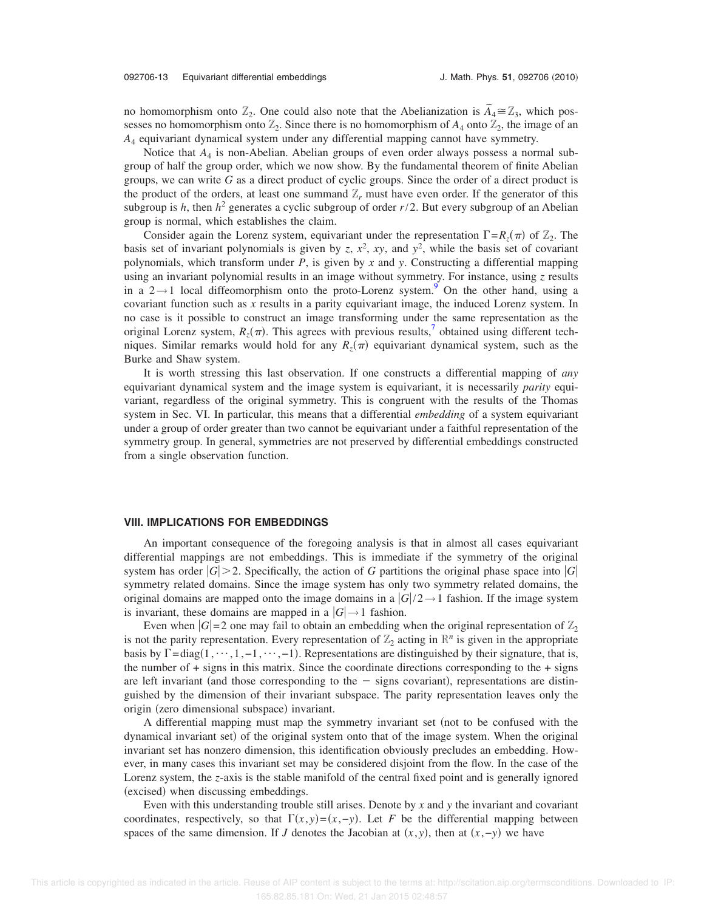no homomorphism onto $\mathbb{Z}_2$. One could also note that the Abelianization is $\widetilde{A}_4 \cong \mathbb{Z}_3$, which possesses no homomorphism onto $\mathbb{Z}_2$. Since there is no homomorphism of $A_4$ onto $\mathbb{Z}_2$, the image of an $A_4$ equivariant dynamical system under any differential mapping cannot have symmetry.

Notice that $A_4$ is non-Abelian. Abelian groups of even order always possess a normal subgroup of half the group order, which we now show. By the fundamental theorem of finite Abelian groups, we can write $G$ as a direct product of cyclic groups. Since the order of a direct product is the product of the orders, at least one summand $\mathbb{Z}_r$ must have even order. If the generator of this subgroup is $h$, then $h^2$ generates a cyclic subgroup of order $r/2$. But every subgroup of an Abelian group is normal, which establishes the claim.

Consider again the Lorenz system, equivariant under the representation $\Gamma = R_z(\pi)$ of $\mathbb{Z}_2$. The basis set of invariant polynomials is given by $z$, $x^2$, $xy$, and $y^2$, while the basis set of covariant polynomials, which transform under $P$, is given by $x$ and $y$. Constructing a differential mapping using an invariant polynomial results in an image without symmetry. For instance, using $z$ results in a $2 \to 1$ local diffeomorphism onto the proto-Lorenz system.[9] On the other hand, using a covariant function such as $x$ results in a parity equivariant image, the induced Lorenz system. In no case is it possible to construct an image transforming under the same representation as the original Lorenz system, $R_z(\pi)$. This agrees with previous results,[7] obtained using different techniques. Similar remarks would hold for any $R_z(\pi)$ equivariant dynamical system, such as the Burke and Shaw system.

It is worth stressing this last observation. If one constructs a differential mapping of *any* equivariant dynamical system and the image system is equivariant, it is necessarily *parity* equivariant, regardless of the original symmetry. This is congruent with the results of the Thomas system in Sec. VI. In particular, this means that a differential *embedding* of a system equivariant under a group of order greater than two cannot be equivariant under a faithful representation of the symmetry group. In general, symmetries are not preserved by differential embeddings constructed from a single observation function.

## VIII. IMPLICATIONS FOR EMBEDDINGS

An important consequence of the foregoing analysis is that in almost all cases equivariant differential mappings are not embeddings. This is immediate if the symmetry of the original system has order $|G|>2$. Specifically, the action of $G$ partitions the original phase space into $|G|$ symmetry related domains. Since the image system has only two symmetry related domains, the original domains are mapped onto the image domains in a $|G|/2 \to 1$ fashion. If the image system is invariant, these domains are mapped in a $|G| \to 1$ fashion.

Even when $|G|=2$ one may fail to obtain an embedding when the original representation of $\mathbb{Z}_2$ is not the parity representation. Every representation of $\mathbb{Z}_2$ acting in $\mathbb{R}^n$ is given in the appropriate basis by $\Gamma = \mathrm{diag}(1, \cdots, 1, -1, \cdots, -1)$. Representations are distinguished by their signature, that is, the number of + signs in this matrix. Since the coordinate directions corresponding to the + signs are left invariant (and those corresponding to the − signs covariant), representations are distinguished by the dimension of their invariant subspace. The parity representation leaves only the origin (zero dimensional subspace) invariant.

A differential mapping must map the symmetry invariant set (not to be confused with the dynamical invariant set) of the original system onto that of the image system. When the original invariant set has nonzero dimension, this identification obviously precludes an embedding. However, in many cases this invariant set may be considered disjoint from the flow. In the case of the Lorenz system, the $z$-axis is the stable manifold of the central fixed point and is generally ignored (excised) when discussing embeddings.

Even with this understanding trouble still arises. Denote by $x$ and $y$ the invariant and covariant coordinates, respectively, so that $\Gamma(x,y)=(x,-y)$. Let $F$ be the differential mapping between spaces of the same dimension. If $J$ denotes the Jacobian at $(x,y)$, then at $(x,-y)$ we have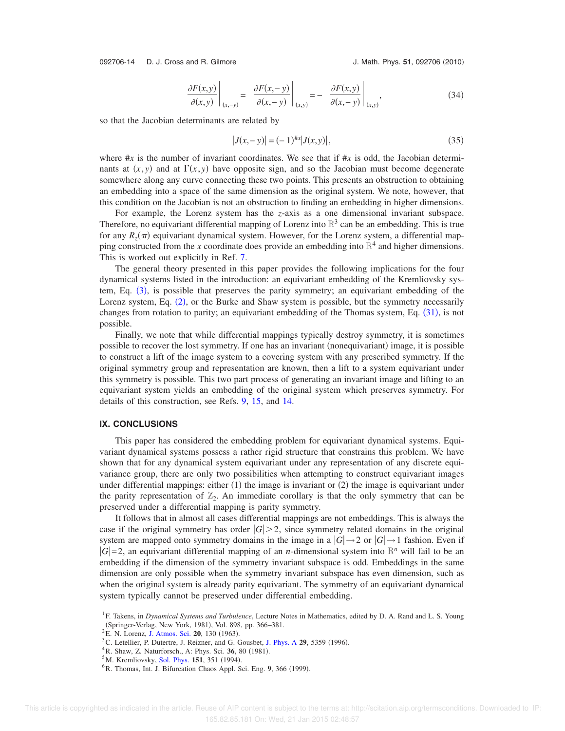$$\left.\frac{\partial F(x,y)}{\partial(x,y)}\right|_{(x,-y)} = \left.\frac{\partial F(x,-y)}{\partial(x,-y)}\right|_{(x,y)} = -\left.\frac{\partial F(x,y)}{\partial(x,-y)}\right|_{(x,y)}, \tag{34}$$

so that the Jacobian determinants are related by

$$|J(x,-y)| = (-1)^{\#x}|J(x,y)|, \tag{35}$$

where $\#x$ is the number of invariant coordinates. We see that if $\#x$ is odd, the Jacobian determinants at $(x,y)$ and at $\Gamma(x,y)$ have opposite sign, and so the Jacobian must become degenerate somewhere along any curve connecting these two points. This presents an obstruction to obtaining an embedding into a space of the same dimension as the original system. We note, however, that this condition on the Jacobian is not an obstruction to finding an embedding in higher dimensions.

For example, the Lorenz system has the $z$-axis as a one dimensional invariant subspace. Therefore, no equivariant differential mapping of Lorenz into $\mathbb{R}^3$ can be an embedding. This is true for any $R_z(\pi)$ equivariant dynamical system. However, for the Lorenz system, a differential mapping constructed from the $x$ coordinate does provide an embedding into $\mathbb{R}^4$ and higher dimensions. This is worked out explicitly in Ref. 7.

The general theory presented in this paper provides the following implications for the four dynamical systems listed in the introduction: an equivariant embedding of the Kremliovsky system, Eq. (3), is possible that preserves the parity symmetry; an equivariant embedding of the Lorenz system, Eq. (2), or the Burke and Shaw system is possible, but the symmetry necessarily changes from rotation to parity; an equivariant embedding of the Thomas system, Eq. (31), is not possible.

Finally, we note that while differential mappings typically destroy symmetry, it is sometimes possible to recover the lost symmetry. If one has an invariant (nonequivariant) image, it is possible to construct a lift of the image system to a covering system with any prescribed symmetry. If the original symmetry group and representation are known, then a lift to a system equivariant under this symmetry is possible. This two part process of generating an invariant image and lifting to an equivariant system yields an embedding of the original system which preserves symmetry. For details of this construction, see Refs. 9, 15, and 14.

## IX. CONCLUSIONS

This paper has considered the embedding problem for equivariant dynamical systems. Equivariant dynamical systems possess a rather rigid structure that constrains this problem. We have shown that for any dynamical system equivariant under any representation of any discrete equivariance group, there are only two possibilities when attempting to construct equivariant images under differential mappings: either (1) the image is invariant or (2) the image is equivariant under the parity representation of $\mathbb{Z}_2$. An immediate corollary is that the only symmetry that can be preserved under a differential mapping is parity symmetry.

It follows that in almost all cases differential mappings are not embeddings. This is always the case if the original symmetry has order $|G|>2$, since symmetry related domains in the original system are mapped onto symmetry domains in the image in a $|G|\to 2$ or $|G|\to 1$ fashion. Even if $|G|=2$, an equivariant differential mapping of an $n$-dimensional system into $\mathbb{R}^n$ will fail to be an embedding if the dimension of the symmetry invariant subspace is odd. Embeddings in the same dimension are only possible when the symmetry invariant subspace has even dimension, such as when the original system is already parity equivariant. The symmetry of an equivariant dynamical system typically cannot be preserved under differential embedding.

[1] F. Takens, in *Dynamical Systems and Turbulence*, Lecture Notes in Mathematics, edited by D. A. Rand and L. S. Young (Springer-Verlag, New York, 1981), Vol. 898, pp. 366–381.
[2] E. N. Lorenz, J. Atmos. Sci. **20**, 130 (1963).
[3] C. Letellier, P. Dutertre, J. Reizner, and G. Gousbet, J. Phys. A **29**, 5359 (1996).
[4] R. Shaw, Z. Naturforsch., A: Phys. Sci. **36**, 80 (1981).
[5] M. Kremliovsky, Sol. Phys. **151**, 351 (1994).
[6] R. Thomas, Int. J. Bifurcation Chaos Appl. Sci. Eng. **9**, 366 (1999).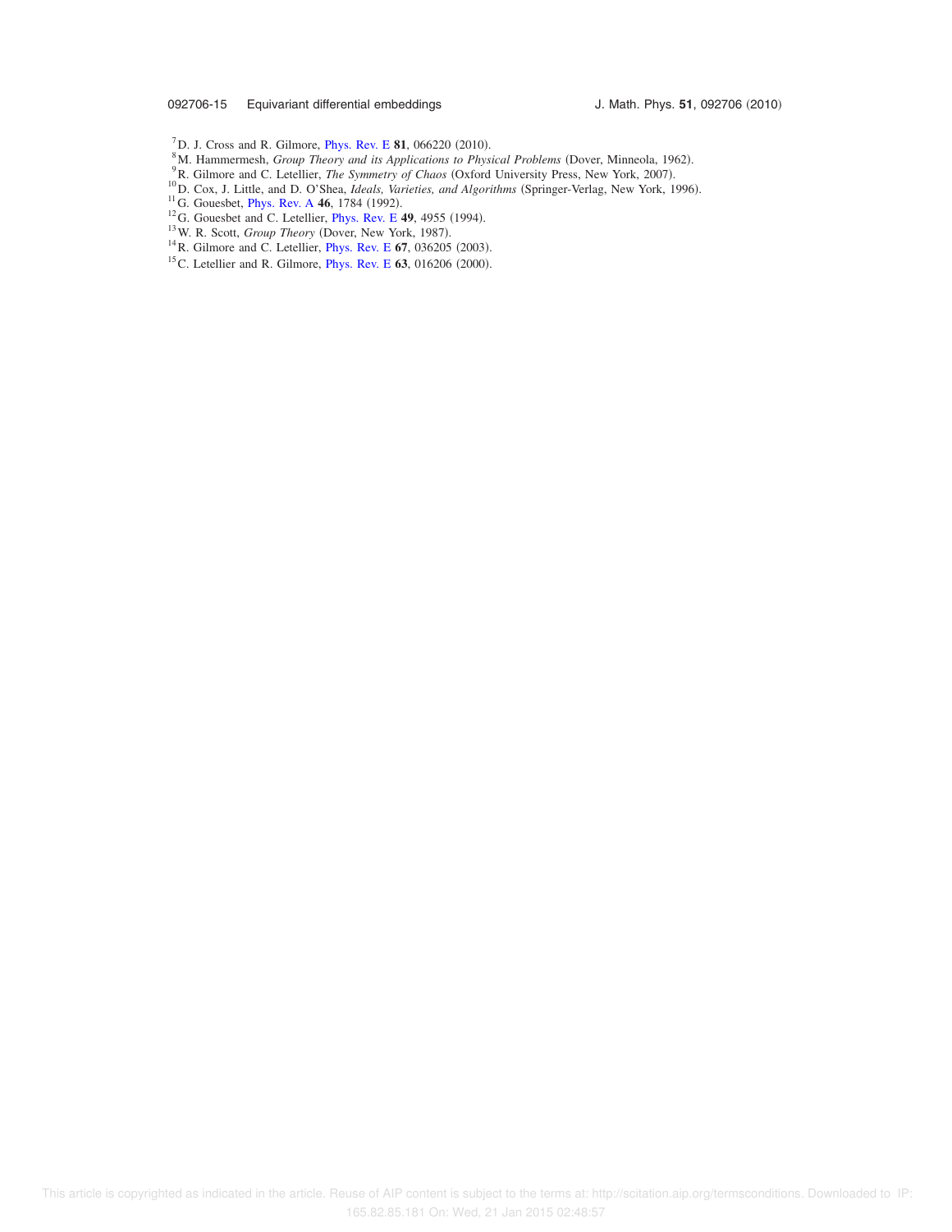[7] D. J. Cross and R. Gilmore, Phys. Rev. E **81**, 066220 (2010).
[8] M. Hammermesh, *Group Theory and its Applications to Physical Problems* (Dover, Minneola, 1962).
[9] R. Gilmore and C. Letellier, *The Symmetry of Chaos* (Oxford University Press, New York, 2007).
[10] D. Cox, J. Little, and D. O'Shea, *Ideals, Varieties, and Algorithms* (Springer-Verlag, New York, 1996).
[11] G. Gouesbet, Phys. Rev. A **46**, 1784 (1992).
[12] G. Gouesbet and C. Letellier, Phys. Rev. E **49**, 4955 (1994).
[13] W. R. Scott, *Group Theory* (Dover, New York, 1987).
[14] R. Gilmore and C. Letellier, Phys. Rev. E **67**, 036205 (2003).
[15] C. Letellier and R. Gilmore, Phys. Rev. E **63**, 016206 (2000).